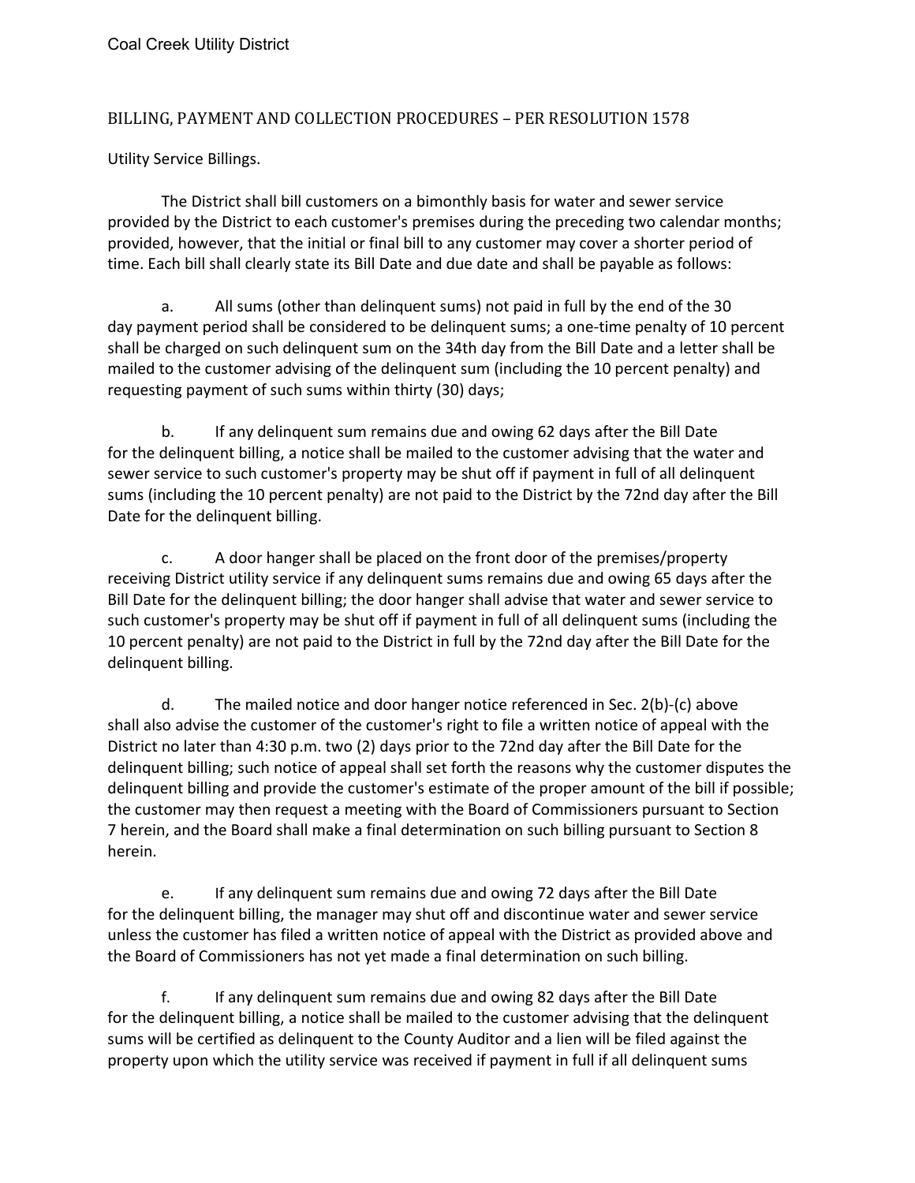Coal Creek Utility District

BILLING, PAYMENT AND COLLECTION PROCEDURES – PER RESOLUTION 1578

Utility Service Billings.

The District shall bill customers on a bimonthly basis for water and sewer service provided by the District to each customer's premises during the preceding two calendar months; provided, however, that the initial or final bill to any customer may cover a shorter period of time. Each bill shall clearly state its Bill Date and due date and shall be payable as follows:

a. All sums (other than delinquent sums) not paid in full by the end of the 30 day payment period shall be considered to be delinquent sums; a one-time penalty of 10 percent shall be charged on such delinquent sum on the 34th day from the Bill Date and a letter shall be mailed to the customer advising of the delinquent sum (including the 10 percent penalty) and requesting payment of such sums within thirty (30) days;

b. If any delinquent sum remains due and owing 62 days after the Bill Date for the delinquent billing, a notice shall be mailed to the customer advising that the water and sewer service to such customer's property may be shut off if payment in full of all delinquent sums (including the 10 percent penalty) are not paid to the District by the 72nd day after the Bill Date for the delinquent billing.

c. A door hanger shall be placed on the front door of the premises/property receiving District utility service if any delinquent sums remains due and owing 65 days after the Bill Date for the delinquent billing; the door hanger shall advise that water and sewer service to such customer's property may be shut off if payment in full of all delinquent sums (including the 10 percent penalty) are not paid to the District in full by the 72nd day after the Bill Date for the delinquent billing.

d. The mailed notice and door hanger notice referenced in Sec. 2(b)-(c) above shall also advise the customer of the customer's right to file a written notice of appeal with the District no later than 4:30 p.m. two (2) days prior to the 72nd day after the Bill Date for the delinquent billing; such notice of appeal shall set forth the reasons why the customer disputes the delinquent billing and provide the customer's estimate of the proper amount of the bill if possible; the customer may then request a meeting with the Board of Commissioners pursuant to Section 7 herein, and the Board shall make a final determination on such billing pursuant to Section 8 herein.

e. If any delinquent sum remains due and owing 72 days after the Bill Date for the delinquent billing, the manager may shut off and discontinue water and sewer service unless the customer has filed a written notice of appeal with the District as provided above and the Board of Commissioners has not yet made a final determination on such billing.

f. If any delinquent sum remains due and owing 82 days after the Bill Date for the delinquent billing, a notice shall be mailed to the customer advising that the delinquent sums will be certified as delinquent to the County Auditor and a lien will be filed against the property upon which the utility service was received if payment in full if all delinquent sums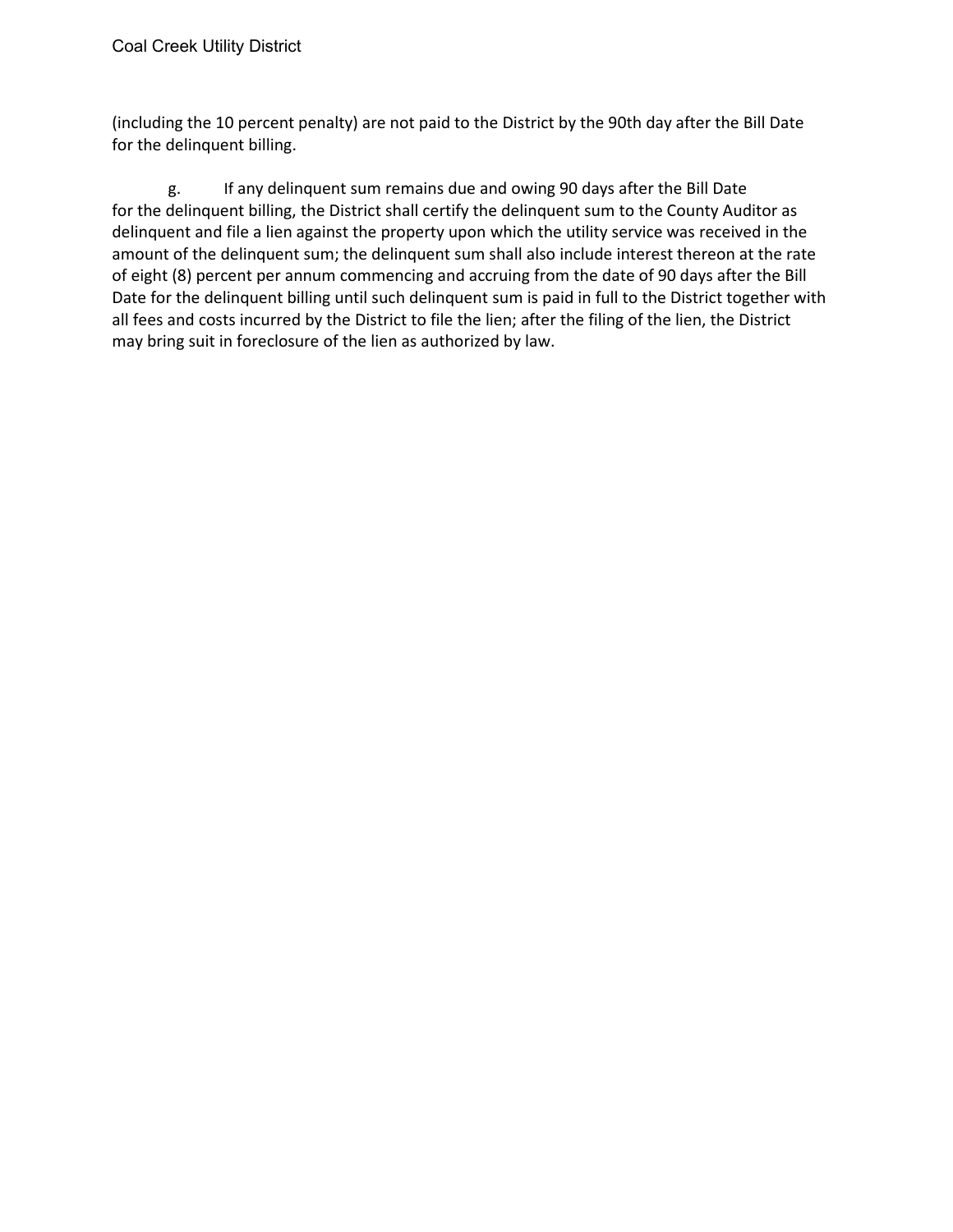(including the 10 percent penalty) are not paid to the District by the 90th day after the Bill Date for the delinquent billing.

g. If any delinquent sum remains due and owing 90 days after the Bill Date for the delinquent billing, the District shall certify the delinquent sum to the County Auditor as delinquent and file a lien against the property upon which the utility service was received in the amount of the delinquent sum; the delinquent sum shall also include interest thereon at the rate of eight (8) percent per annum commencing and accruing from the date of 90 days after the Bill Date for the delinquent billing until such delinquent sum is paid in full to the District together with all fees and costs incurred by the District to file the lien; after the filing of the lien, the District may bring suit in foreclosure of the lien as authorized by law.